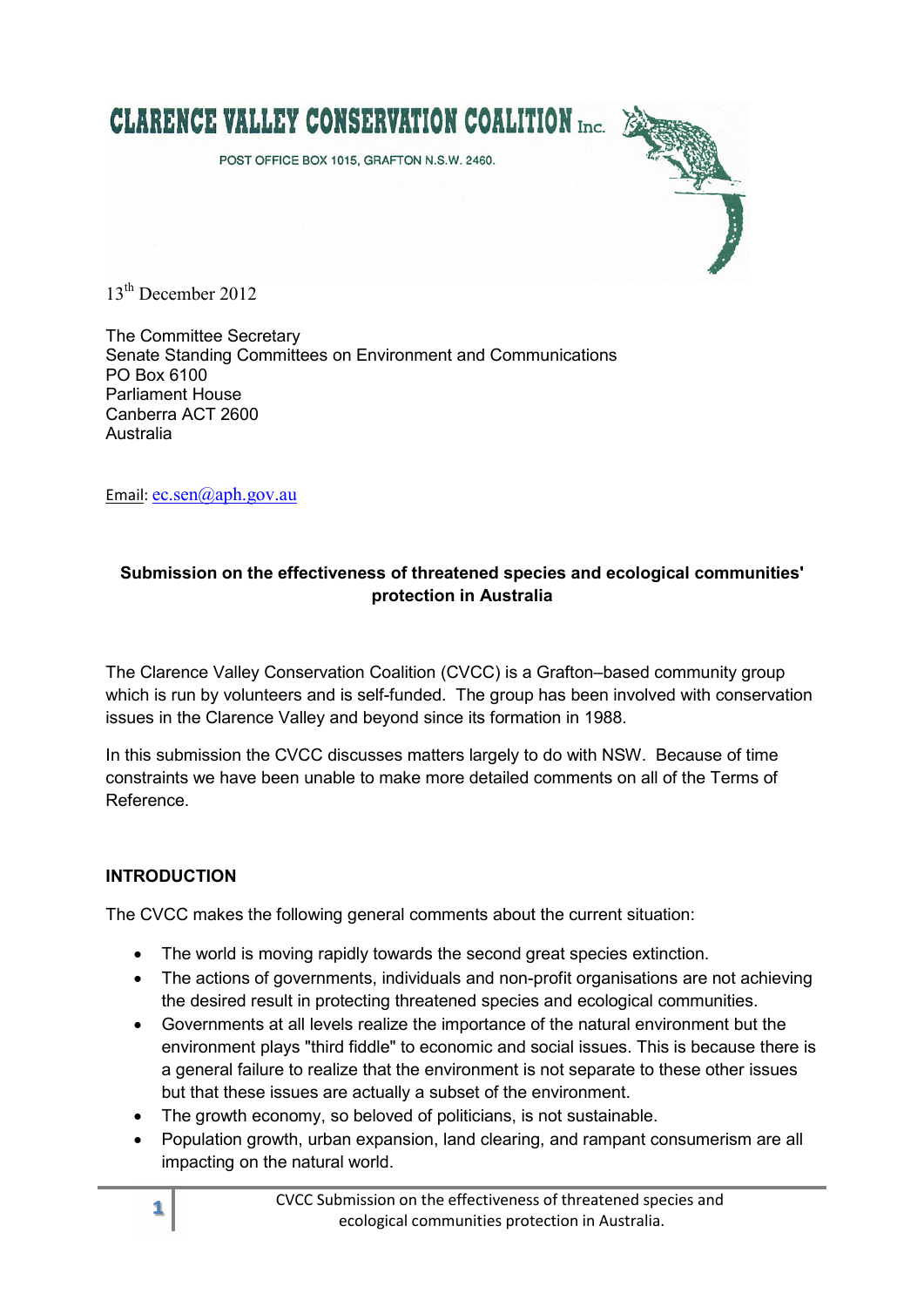**CLARENCE VALLEY CONSERVATION COALITION Inc.**

POST OFFICE BOX 1015, GRAFTON N.S.W. 2460.

13th December 2012

The Committee Secretary
Senate Standing Committees on Environment and Communications
PO Box 6100
Parliament House
Canberra ACT 2600
Australia

Email: ec.sen@aph.gov.au

**Submission on the effectiveness of threatened species and ecological communities' protection in Australia**

The Clarence Valley Conservation Coalition (CVCC) is a Grafton–based community group which is run by volunteers and is self-funded. The group has been involved with conservation issues in the Clarence Valley and beyond since its formation in 1988.

In this submission the CVCC discusses matters largely to do with NSW. Because of time constraints we have been unable to make more detailed comments on all of the Terms of Reference.

## INTRODUCTION

The CVCC makes the following general comments about the current situation:

- The world is moving rapidly towards the second great species extinction.
- The actions of governments, individuals and non-profit organisations are not achieving the desired result in protecting threatened species and ecological communities.
- Governments at all levels realize the importance of the natural environment but the environment plays "third fiddle" to economic and social issues. This is because there is a general failure to realize that the environment is not separate to these other issues but that these issues are actually a subset of the environment.
- The growth economy, so beloved of politicians, is not sustainable.
- Population growth, urban expansion, land clearing, and rampant consumerism are all impacting on the natural world.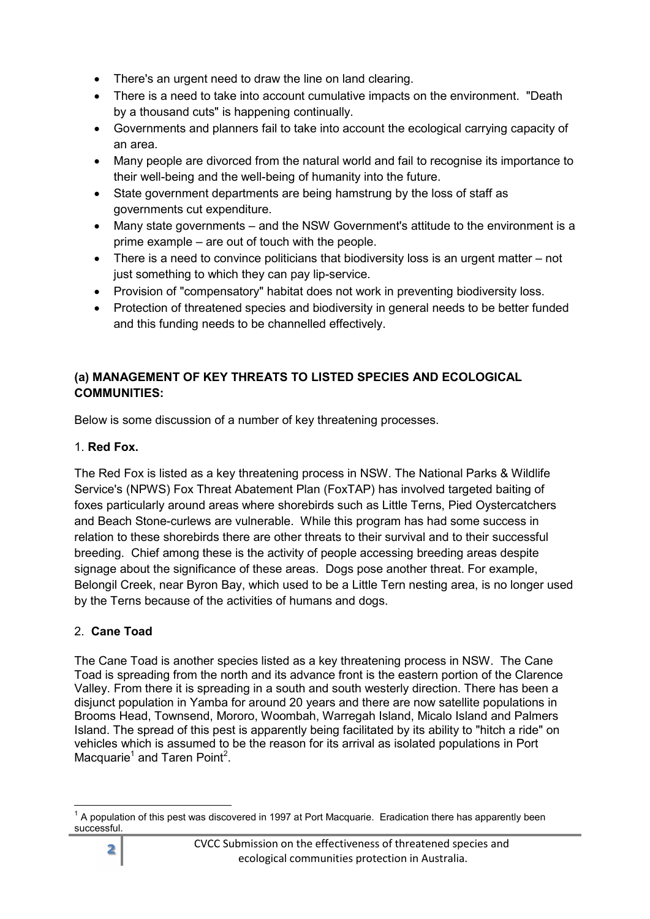- There's an urgent need to draw the line on land clearing.
- There is a need to take into account cumulative impacts on the environment. "Death by a thousand cuts" is happening continually.
- Governments and planners fail to take into account the ecological carrying capacity of an area.
- Many people are divorced from the natural world and fail to recognise its importance to their well-being and the well-being of humanity into the future.
- State government departments are being hamstrung by the loss of staff as governments cut expenditure.
- Many state governments – and the NSW Government's attitude to the environment is a prime example – are out of touch with the people.
- There is a need to convince politicians that biodiversity loss is an urgent matter – not just something to which they can pay lip-service.
- Provision of "compensatory" habitat does not work in preventing biodiversity loss.
- Protection of threatened species and biodiversity in general needs to be better funded and this funding needs to be channelled effectively.

## (a) MANAGEMENT OF KEY THREATS TO LISTED SPECIES AND ECOLOGICAL COMMUNITIES:

Below is some discussion of a number of key threatening processes.

### 1. **Red Fox.**

The Red Fox is listed as a key threatening process in NSW. The National Parks & Wildlife Service's (NPWS) Fox Threat Abatement Plan (FoxTAP) has involved targeted baiting of foxes particularly around areas where shorebirds such as Little Terns, Pied Oystercatchers and Beach Stone-curlews are vulnerable. While this program has had some success in relation to these shorebirds there are other threats to their survival and to their successful breeding. Chief among these is the activity of people accessing breeding areas despite signage about the significance of these areas. Dogs pose another threat. For example, Belongil Creek, near Byron Bay, which used to be a Little Tern nesting area, is no longer used by the Terns because of the activities of humans and dogs.

### 2. **Cane Toad**

The Cane Toad is another species listed as a key threatening process in NSW. The Cane Toad is spreading from the north and its advance front is the eastern portion of the Clarence Valley. From there it is spreading in a south and south westerly direction. There has been a disjunct population in Yamba for around 20 years and there are now satellite populations in Brooms Head, Townsend, Mororo, Woombah, Warregah Island, Micalo Island and Palmers Island. The spread of this pest is apparently being facilitated by its ability to "hitch a ride" on vehicles which is assumed to be the reason for its arrival as isolated populations in Port Macquarie[1] and Taren Point[2].

---

[1] A population of this pest was discovered in 1997 at Port Macquarie. Eradication there has apparently been successful.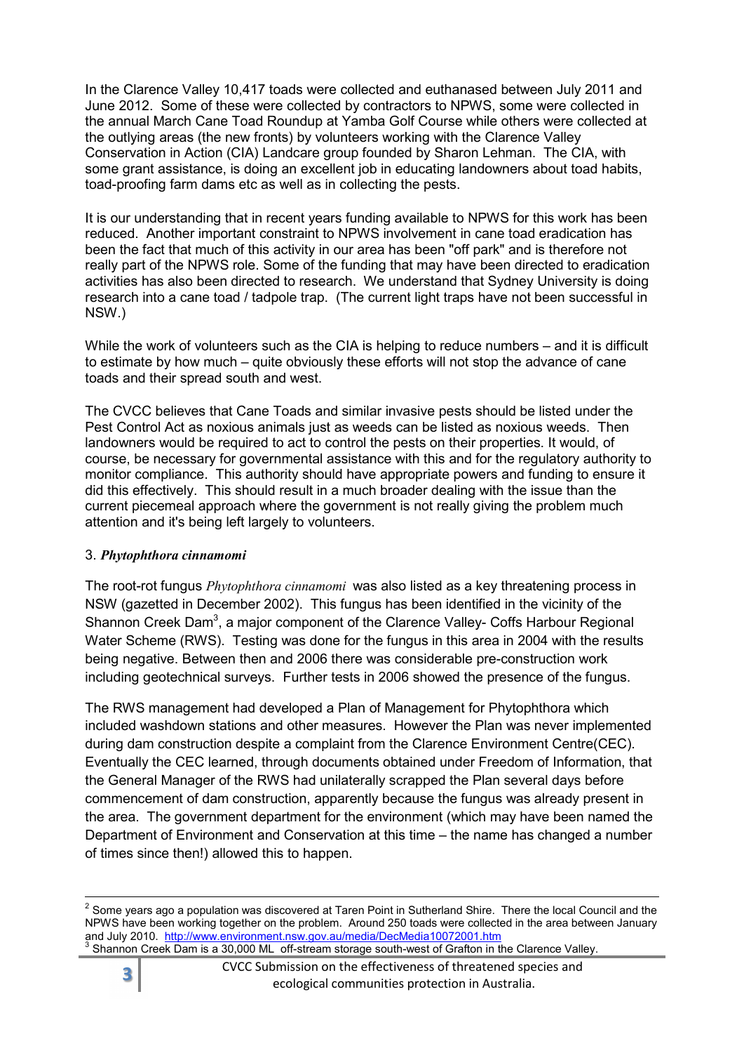In the Clarence Valley 10,417 toads were collected and euthanased between July 2011 and June 2012. Some of these were collected by contractors to NPWS, some were collected in the annual March Cane Toad Roundup at Yamba Golf Course while others were collected at the outlying areas (the new fronts) by volunteers working with the Clarence Valley Conservation in Action (CIA) Landcare group founded by Sharon Lehman. The CIA, with some grant assistance, is doing an excellent job in educating landowners about toad habits, toad-proofing farm dams etc as well as in collecting the pests.

It is our understanding that in recent years funding available to NPWS for this work has been reduced. Another important constraint to NPWS involvement in cane toad eradication has been the fact that much of this activity in our area has been "off park" and is therefore not really part of the NPWS role. Some of the funding that may have been directed to eradication activities has also been directed to research. We understand that Sydney University is doing research into a cane toad / tadpole trap. (The current light traps have not been successful in NSW.)

While the work of volunteers such as the CIA is helping to reduce numbers – and it is difficult to estimate by how much – quite obviously these efforts will not stop the advance of cane toads and their spread south and west.

The CVCC believes that Cane Toads and similar invasive pests should be listed under the Pest Control Act as noxious animals just as weeds can be listed as noxious weeds. Then landowners would be required to act to control the pests on their properties. It would, of course, be necessary for governmental assistance with this and for the regulatory authority to monitor compliance. This authority should have appropriate powers and funding to ensure it did this effectively. This should result in a much broader dealing with the issue than the current piecemeal approach where the government is not really giving the problem much attention and it's being left largely to volunteers.

### 3. *Phytophthora cinnamomi*

The root-rot fungus *Phytophthora cinnamomi* was also listed as a key threatening process in NSW (gazetted in December 2002). This fungus has been identified in the vicinity of the Shannon Creek Dam[3], a major component of the Clarence Valley- Coffs Harbour Regional Water Scheme (RWS). Testing was done for the fungus in this area in 2004 with the results being negative. Between then and 2006 there was considerable pre-construction work including geotechnical surveys. Further tests in 2006 showed the presence of the fungus.

The RWS management had developed a Plan of Management for Phytophthora which included washdown stations and other measures. However the Plan was never implemented during dam construction despite a complaint from the Clarence Environment Centre(CEC). Eventually the CEC learned, through documents obtained under Freedom of Information, that the General Manager of the RWS had unilaterally scrapped the Plan several days before commencement of dam construction, apparently because the fungus was already present in the area. The government department for the environment (which may have been named the Department of Environment and Conservation at this time – the name has changed a number of times since then!) allowed this to happen.

---

[2] Some years ago a population was discovered at Taren Point in Sutherland Shire. There the local Council and the NPWS have been working together on the problem. Around 250 toads were collected in the area between January and July 2010. http://www.environment.nsw.gov.au/media/DecMedia10072001.htm

[3] Shannon Creek Dam is a 30,000 ML off-stream storage south-west of Grafton in the Clarence Valley.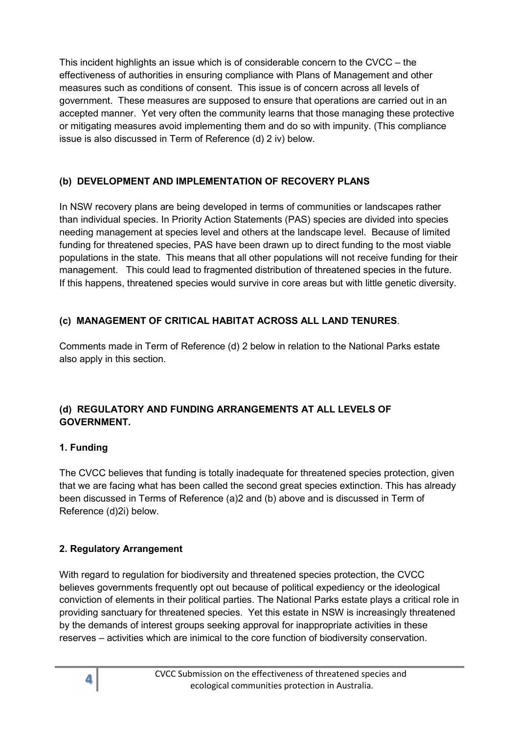This incident highlights an issue which is of considerable concern to the CVCC – the effectiveness of authorities in ensuring compliance with Plans of Management and other measures such as conditions of consent. This issue is of concern across all levels of government. These measures are supposed to ensure that operations are carried out in an accepted manner. Yet very often the community learns that those managing these protective or mitigating measures avoid implementing them and do so with impunity. (This compliance issue is also discussed in Term of Reference (d) 2 iv) below.

### (b) DEVELOPMENT AND IMPLEMENTATION OF RECOVERY PLANS

In NSW recovery plans are being developed in terms of communities or landscapes rather than individual species. In Priority Action Statements (PAS) species are divided into species needing management at species level and others at the landscape level. Because of limited funding for threatened species, PAS have been drawn up to direct funding to the most viable populations in the state. This means that all other populations will not receive funding for their management. This could lead to fragmented distribution of threatened species in the future. If this happens, threatened species would survive in core areas but with little genetic diversity.

### (c) MANAGEMENT OF CRITICAL HABITAT ACROSS ALL LAND TENURES.

Comments made in Term of Reference (d) 2 below in relation to the National Parks estate also apply in this section.

### (d) REGULATORY AND FUNDING ARRANGEMENTS AT ALL LEVELS OF GOVERNMENT.

#### 1. Funding

The CVCC believes that funding is totally inadequate for threatened species protection, given that we are facing what has been called the second great species extinction. This has already been discussed in Terms of Reference (a)2 and (b) above and is discussed in Term of Reference (d)2i) below.

#### 2. Regulatory Arrangement

With regard to regulation for biodiversity and threatened species protection, the CVCC believes governments frequently opt out because of political expediency or the ideological conviction of elements in their political parties. The National Parks estate plays a critical role in providing sanctuary for threatened species. Yet this estate in NSW is increasingly threatened by the demands of interest groups seeking approval for inappropriate activities in these reserves – activities which are inimical to the core function of biodiversity conservation.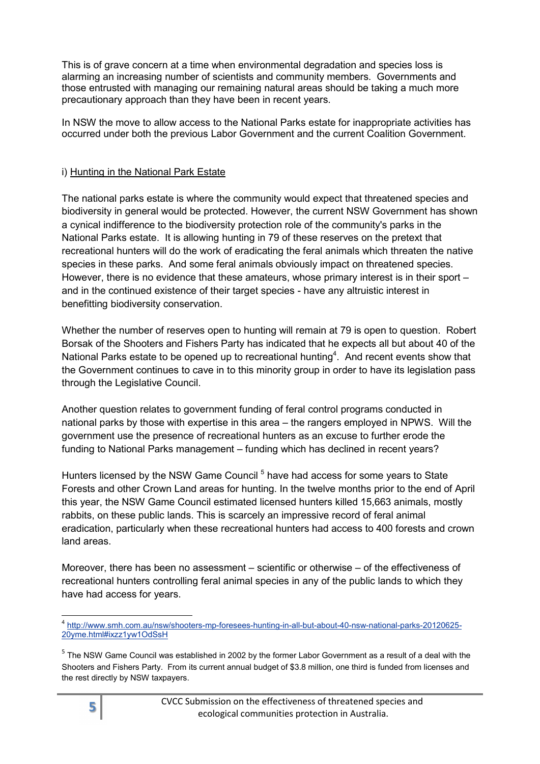This is of grave concern at a time when environmental degradation and species loss is alarming an increasing number of scientists and community members. Governments and those entrusted with managing our remaining natural areas should be taking a much more precautionary approach than they have been in recent years.

In NSW the move to allow access to the National Parks estate for inappropriate activities has occurred under both the previous Labor Government and the current Coalition Government.

i) Hunting in the National Park Estate

The national parks estate is where the community would expect that threatened species and biodiversity in general would be protected. However, the current NSW Government has shown a cynical indifference to the biodiversity protection role of the community's parks in the National Parks estate. It is allowing hunting in 79 of these reserves on the pretext that recreational hunters will do the work of eradicating the feral animals which threaten the native species in these parks. And some feral animals obviously impact on threatened species. However, there is no evidence that these amateurs, whose primary interest is in their sport – and in the continued existence of their target species - have any altruistic interest in benefitting biodiversity conservation.

Whether the number of reserves open to hunting will remain at 79 is open to question. Robert Borsak of the Shooters and Fishers Party has indicated that he expects all but about 40 of the National Parks estate to be opened up to recreational hunting[4]. And recent events show that the Government continues to cave in to this minority group in order to have its legislation pass through the Legislative Council.

Another question relates to government funding of feral control programs conducted in national parks by those with expertise in this area – the rangers employed in NPWS. Will the government use the presence of recreational hunters as an excuse to further erode the funding to National Parks management – funding which has declined in recent years?

Hunters licensed by the NSW Game Council [5] have had access for some years to State Forests and other Crown Land areas for hunting. In the twelve months prior to the end of April this year, the NSW Game Council estimated licensed hunters killed 15,663 animals, mostly rabbits, on these public lands. This is scarcely an impressive record of feral animal eradication, particularly when these recreational hunters had access to 400 forests and crown land areas.

Moreover, there has been no assessment – scientific or otherwise – of the effectiveness of recreational hunters controlling feral animal species in any of the public lands to which they have had access for years.

---

[4] http://www.smh.com.au/nsw/shooters-mp-foresees-hunting-in-all-but-about-40-nsw-national-parks-20120625-20yme.html#ixzz1yw1OdSsH

[5] The NSW Game Council was established in 2002 by the former Labor Government as a result of a deal with the Shooters and Fishers Party. From its current annual budget of $3.8 million, one third is funded from licenses and the rest directly by NSW taxpayers.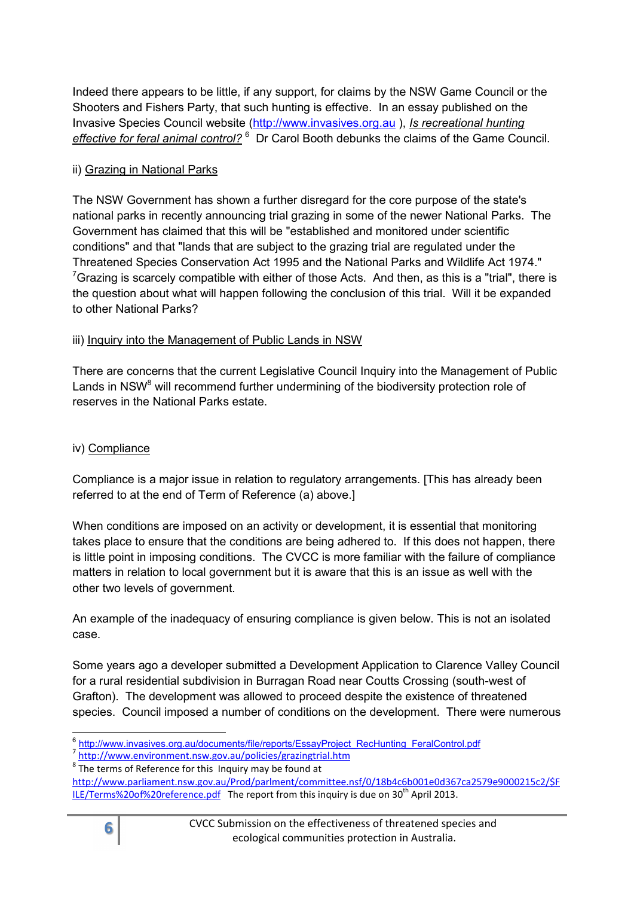Indeed there appears to be little, if any support, for claims by the NSW Game Council or the Shooters and Fishers Party, that such hunting is effective. In an essay published on the Invasive Species Council website (http://www.invasives.org.au ), *Is recreational hunting effective for feral animal control?* [6] Dr Carol Booth debunks the claims of the Game Council.

ii) Grazing in National Parks

The NSW Government has shown a further disregard for the core purpose of the state's national parks in recently announcing trial grazing in some of the newer National Parks. The Government has claimed that this will be "established and monitored under scientific conditions" and that "lands that are subject to the grazing trial are regulated under the Threatened Species Conservation Act 1995 and the National Parks and Wildlife Act 1974." [7]Grazing is scarcely compatible with either of those Acts. And then, as this is a "trial", there is the question about what will happen following the conclusion of this trial. Will it be expanded to other National Parks?

iii) Inquiry into the Management of Public Lands in NSW

There are concerns that the current Legislative Council Inquiry into the Management of Public Lands in NSW[8] will recommend further undermining of the biodiversity protection role of reserves in the National Parks estate.

iv) Compliance

Compliance is a major issue in relation to regulatory arrangements. [This has already been referred to at the end of Term of Reference (a) above.]

When conditions are imposed on an activity or development, it is essential that monitoring takes place to ensure that the conditions are being adhered to. If this does not happen, there is little point in imposing conditions. The CVCC is more familiar with the failure of compliance matters in relation to local government but it is aware that this is an issue as well with the other two levels of government.

An example of the inadequacy of ensuring compliance is given below. This is not an isolated case.

Some years ago a developer submitted a Development Application to Clarence Valley Council for a rural residential subdivision in Burragan Road near Coutts Crossing (south-west of Grafton). The development was allowed to proceed despite the existence of threatened species. Council imposed a number of conditions on the development. There were numerous

---

[6] http://www.invasives.org.au/documents/file/reports/EssayProject_RecHunting_FeralControl.pdf

[7] http://www.environment.nsw.gov.au/policies/grazingtrial.htm

[8] The terms of Reference for this Inquiry may be found at http://www.parliament.nsw.gov.au/Prod/parlment/committee.nsf/0/18b4c6b001e0d367ca2579e9000215c2/$FILE/Terms%20of%20reference.pdf The report from this inquiry is due on 30th April 2013.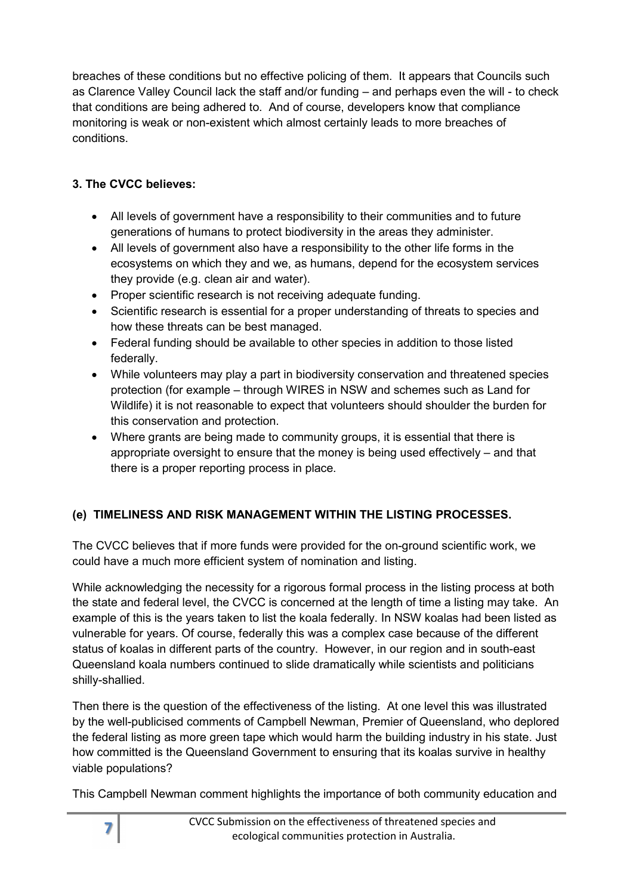breaches of these conditions but no effective policing of them. It appears that Councils such as Clarence Valley Council lack the staff and/or funding – and perhaps even the will - to check that conditions are being adhered to. And of course, developers know that compliance monitoring is weak or non-existent which almost certainly leads to more breaches of conditions.

**3. The CVCC believes:**

- All levels of government have a responsibility to their communities and to future generations of humans to protect biodiversity in the areas they administer.
- All levels of government also have a responsibility to the other life forms in the ecosystems on which they and we, as humans, depend for the ecosystem services they provide (e.g. clean air and water).
- Proper scientific research is not receiving adequate funding.
- Scientific research is essential for a proper understanding of threats to species and how these threats can be best managed.
- Federal funding should be available to other species in addition to those listed federally.
- While volunteers may play a part in biodiversity conservation and threatened species protection (for example – through WIRES in NSW and schemes such as Land for Wildlife) it is not reasonable to expect that volunteers should shoulder the burden for this conservation and protection.
- Where grants are being made to community groups, it is essential that there is appropriate oversight to ensure that the money is being used effectively – and that there is a proper reporting process in place.

## (e) TIMELINESS AND RISK MANAGEMENT WITHIN THE LISTING PROCESSES.

The CVCC believes that if more funds were provided for the on-ground scientific work, we could have a much more efficient system of nomination and listing.

While acknowledging the necessity for a rigorous formal process in the listing process at both the state and federal level, the CVCC is concerned at the length of time a listing may take. An example of this is the years taken to list the koala federally. In NSW koalas had been listed as vulnerable for years. Of course, federally this was a complex case because of the different status of koalas in different parts of the country. However, in our region and in south-east Queensland koala numbers continued to slide dramatically while scientists and politicians shilly-shallied.

Then there is the question of the effectiveness of the listing. At one level this was illustrated by the well-publicised comments of Campbell Newman, Premier of Queensland, who deplored the federal listing as more green tape which would harm the building industry in his state. Just how committed is the Queensland Government to ensuring that its koalas survive in healthy viable populations?

This Campbell Newman comment highlights the importance of both community education and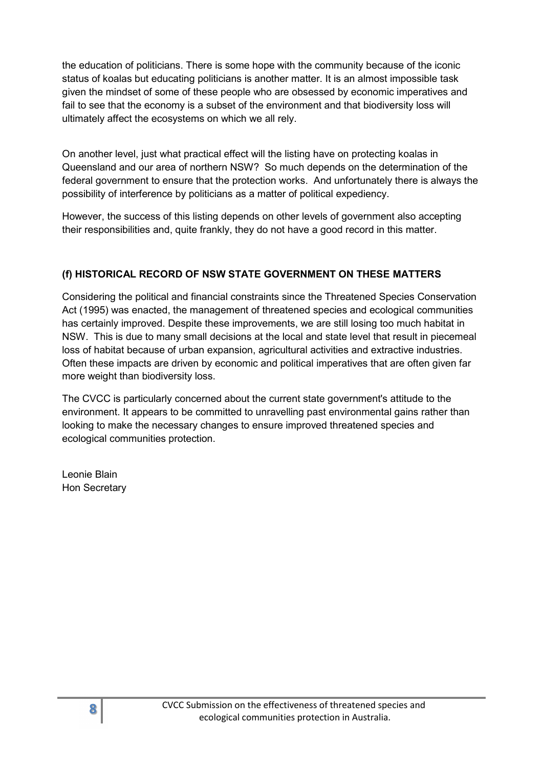the education of politicians. There is some hope with the community because of the iconic status of koalas but educating politicians is another matter. It is an almost impossible task given the mindset of some of these people who are obsessed by economic imperatives and fail to see that the economy is a subset of the environment and that biodiversity loss will ultimately affect the ecosystems on which we all rely.

On another level, just what practical effect will the listing have on protecting koalas in Queensland and our area of northern NSW? So much depends on the determination of the federal government to ensure that the protection works. And unfortunately there is always the possibility of interference by politicians as a matter of political expediency.

However, the success of this listing depends on other levels of government also accepting their responsibilities and, quite frankly, they do not have a good record in this matter.

**(f) HISTORICAL RECORD OF NSW STATE GOVERNMENT ON THESE MATTERS**

Considering the political and financial constraints since the Threatened Species Conservation Act (1995) was enacted, the management of threatened species and ecological communities has certainly improved. Despite these improvements, we are still losing too much habitat in NSW. This is due to many small decisions at the local and state level that result in piecemeal loss of habitat because of urban expansion, agricultural activities and extractive industries. Often these impacts are driven by economic and political imperatives that are often given far more weight than biodiversity loss.

The CVCC is particularly concerned about the current state government's attitude to the environment. It appears to be committed to unravelling past environmental gains rather than looking to make the necessary changes to ensure improved threatened species and ecological communities protection.

Leonie Blain
Hon Secretary